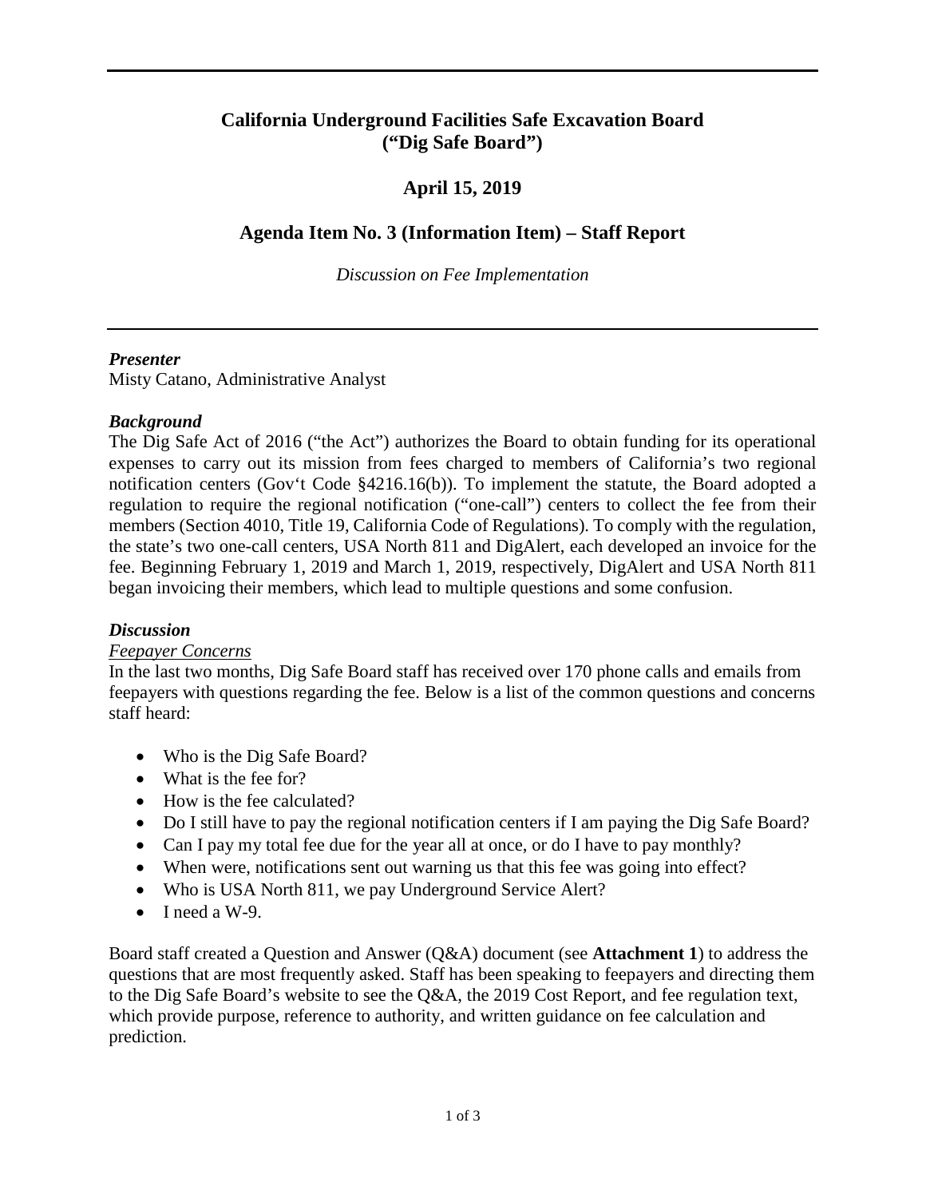# California Underground Facilities Safe Excavation Board ("Dig Safe Board")

## April 15, 2019

## Agenda Item No. 3 (Information Item) – Staff Report

*Discussion on Fee Implementation*

---

***Presenter***
Misty Catano, Administrative Analyst

***Background***
The Dig Safe Act of 2016 ("the Act") authorizes the Board to obtain funding for its operational expenses to carry out its mission from fees charged to members of California's two regional notification centers (Gov't Code §4216.16(b)). To implement the statute, the Board adopted a regulation to require the regional notification ("one-call") centers to collect the fee from their members (Section 4010, Title 19, California Code of Regulations). To comply with the regulation, the state's two one-call centers, USA North 811 and DigAlert, each developed an invoice for the fee. Beginning February 1, 2019 and March 1, 2019, respectively, DigAlert and USA North 811 began invoicing their members, which lead to multiple questions and some confusion.

***Discussion***
*Feepayer Concerns*
In the last two months, Dig Safe Board staff has received over 170 phone calls and emails from feepayers with questions regarding the fee. Below is a list of the common questions and concerns staff heard:

- Who is the Dig Safe Board?
- What is the fee for?
- How is the fee calculated?
- Do I still have to pay the regional notification centers if I am paying the Dig Safe Board?
- Can I pay my total fee due for the year all at once, or do I have to pay monthly?
- When were, notifications sent out warning us that this fee was going into effect?
- Who is USA North 811, we pay Underground Service Alert?
- I need a W-9.

Board staff created a Question and Answer (Q&A) document (see **Attachment 1**) to address the questions that are most frequently asked. Staff has been speaking to feepayers and directing them to the Dig Safe Board's website to see the Q&A, the 2019 Cost Report, and fee regulation text, which provide purpose, reference to authority, and written guidance on fee calculation and prediction.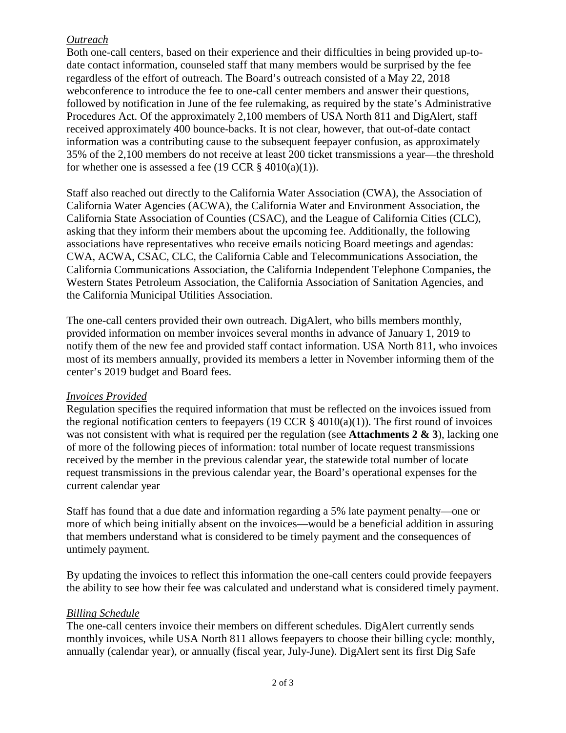*Outreach*

Both one-call centers, based on their experience and their difficulties in being provided up-to-date contact information, counseled staff that many members would be surprised by the fee regardless of the effort of outreach. The Board's outreach consisted of a May 22, 2018 webconference to introduce the fee to one-call center members and answer their questions, followed by notification in June of the fee rulemaking, as required by the state's Administrative Procedures Act. Of the approximately 2,100 members of USA North 811 and DigAlert, staff received approximately 400 bounce-backs. It is not clear, however, that out-of-date contact information was a contributing cause to the subsequent feepayer confusion, as approximately 35% of the 2,100 members do not receive at least 200 ticket transmissions a year—the threshold for whether one is assessed a fee (19 CCR § 4010(a)(1)).

Staff also reached out directly to the California Water Association (CWA), the Association of California Water Agencies (ACWA), the California Water and Environment Association, the California State Association of Counties (CSAC), and the League of California Cities (CLC), asking that they inform their members about the upcoming fee. Additionally, the following associations have representatives who receive emails noticing Board meetings and agendas: CWA, ACWA, CSAC, CLC, the California Cable and Telecommunications Association, the California Communications Association, the California Independent Telephone Companies, the Western States Petroleum Association, the California Association of Sanitation Agencies, and the California Municipal Utilities Association.

The one-call centers provided their own outreach. DigAlert, who bills members monthly, provided information on member invoices several months in advance of January 1, 2019 to notify them of the new fee and provided staff contact information. USA North 811, who invoices most of its members annually, provided its members a letter in November informing them of the center's 2019 budget and Board fees.

*Invoices Provided*

Regulation specifies the required information that must be reflected on the invoices issued from the regional notification centers to feepayers (19 CCR § 4010(a)(1)). The first round of invoices was not consistent with what is required per the regulation (see **Attachments 2 & 3**), lacking one of more of the following pieces of information: total number of locate request transmissions received by the member in the previous calendar year, the statewide total number of locate request transmissions in the previous calendar year, the Board's operational expenses for the current calendar year

Staff has found that a due date and information regarding a 5% late payment penalty—one or more of which being initially absent on the invoices—would be a beneficial addition in assuring that members understand what is considered to be timely payment and the consequences of untimely payment.

By updating the invoices to reflect this information the one-call centers could provide feepayers the ability to see how their fee was calculated and understand what is considered timely payment.

*Billing Schedule*

The one-call centers invoice their members on different schedules. DigAlert currently sends monthly invoices, while USA North 811 allows feepayers to choose their billing cycle: monthly, annually (calendar year), or annually (fiscal year, July-June). DigAlert sent its first Dig Safe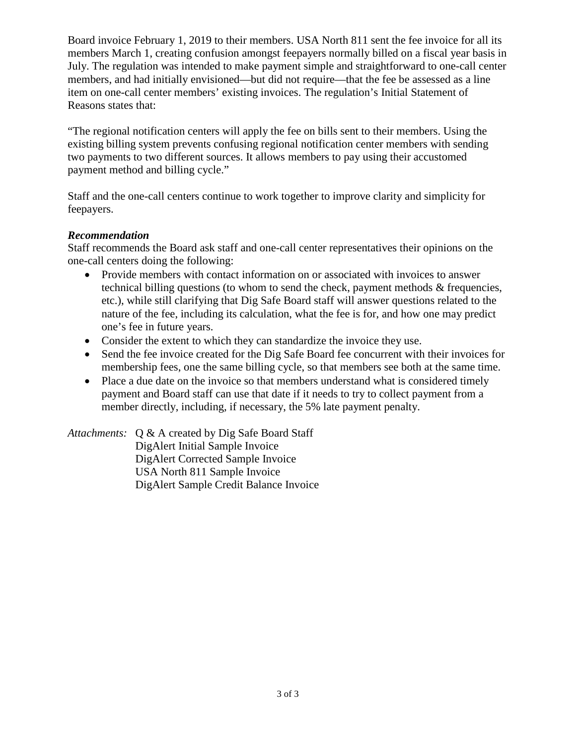Board invoice February 1, 2019 to their members. USA North 811 sent the fee invoice for all its members March 1, creating confusion amongst feepayers normally billed on a fiscal year basis in July. The regulation was intended to make payment simple and straightforward to one-call center members, and had initially envisioned—but did not require—that the fee be assessed as a line item on one-call center members' existing invoices. The regulation's Initial Statement of Reasons states that:

"The regional notification centers will apply the fee on bills sent to their members. Using the existing billing system prevents confusing regional notification center members with sending two payments to two different sources. It allows members to pay using their accustomed payment method and billing cycle."

Staff and the one-call centers continue to work together to improve clarity and simplicity for feepayers.

***Recommendation***

Staff recommends the Board ask staff and one-call center representatives their opinions on the one-call centers doing the following:

- Provide members with contact information on or associated with invoices to answer technical billing questions (to whom to send the check, payment methods & frequencies, etc.), while still clarifying that Dig Safe Board staff will answer questions related to the nature of the fee, including its calculation, what the fee is for, and how one may predict one's fee in future years.
- Consider the extent to which they can standardize the invoice they use.
- Send the fee invoice created for the Dig Safe Board fee concurrent with their invoices for membership fees, one the same billing cycle, so that members see both at the same time.
- Place a due date on the invoice so that members understand what is considered timely payment and Board staff can use that date if it needs to try to collect payment from a member directly, including, if necessary, the 5% late payment penalty.

*Attachments:* Q & A created by Dig Safe Board Staff
DigAlert Initial Sample Invoice
DigAlert Corrected Sample Invoice
USA North 811 Sample Invoice
DigAlert Sample Credit Balance Invoice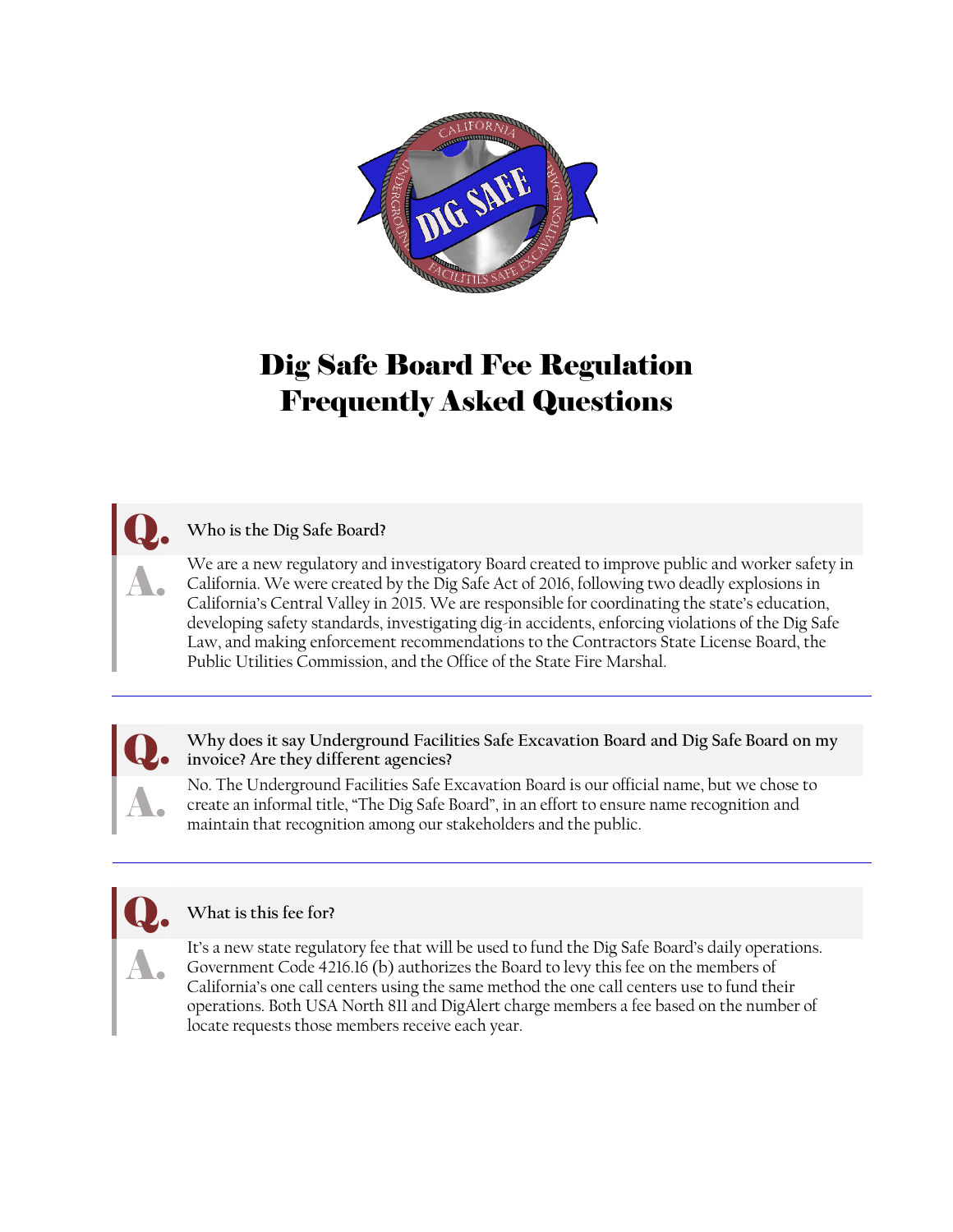# Dig Safe Board Fee Regulation Frequently Asked Questions

**Q. Who is the Dig Safe Board?**

**A.** We are a new regulatory and investigatory Board created to improve public and worker safety in California. We were created by the Dig Safe Act of 2016, following two deadly explosions in California's Central Valley in 2015. We are responsible for coordinating the state's education, developing safety standards, investigating dig-in accidents, enforcing violations of the Dig Safe Law, and making enforcement recommendations to the Contractors State License Board, the Public Utilities Commission, and the Office of the State Fire Marshal.

---

**Q. Why does it say Underground Facilities Safe Excavation Board and Dig Safe Board on my invoice? Are they different agencies?**

**A.** No. The Underground Facilities Safe Excavation Board is our official name, but we chose to create an informal title, "The Dig Safe Board", in an effort to ensure name recognition and maintain that recognition among our stakeholders and the public.

---

**Q. What is this fee for?**

**A.** It's a new state regulatory fee that will be used to fund the Dig Safe Board's daily operations. Government Code 4216.16 (b) authorizes the Board to levy this fee on the members of California's one call centers using the same method the one call centers use to fund their operations. Both USA North 811 and DigAlert charge members a fee based on the number of locate requests those members receive each year.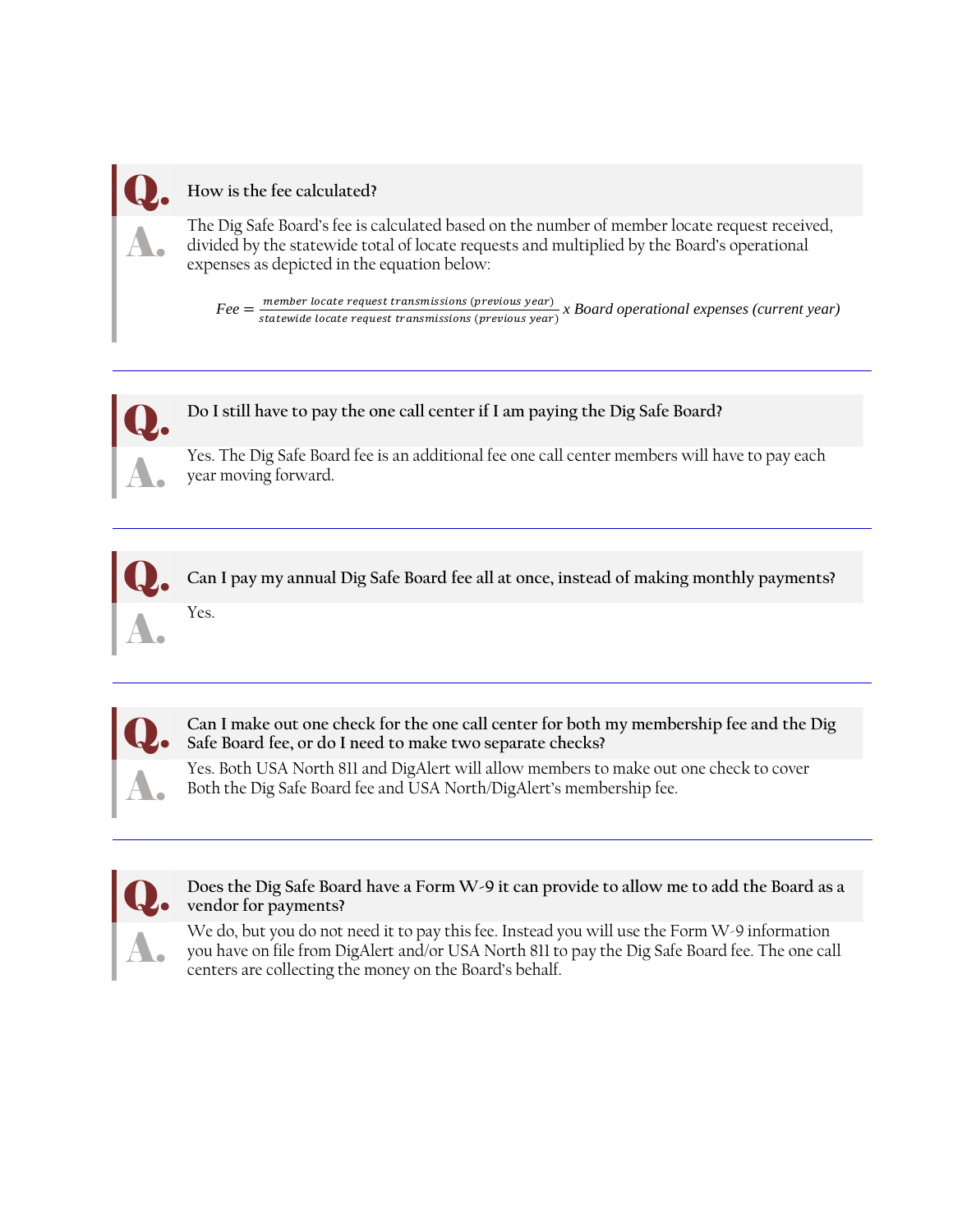**Q. How is the fee calculated?**

**A.** The Dig Safe Board's fee is calculated based on the number of member locate request received, divided by the statewide total of locate requests and multiplied by the Board's operational expenses as depicted in the equation below:

$$Fee = \frac{member\ locate\ request\ transmissions\ (previous\ year)}{statewide\ locate\ request\ transmissions\ (previous\ year)}\ x\ Board\ operational\ expenses\ (current\ year)$$

---

**Q. Do I still have to pay the one call center if I am paying the Dig Safe Board?**

**A.** Yes. The Dig Safe Board fee is an additional fee one call center members will have to pay each year moving forward.

---

**Q. Can I pay my annual Dig Safe Board fee all at once, instead of making monthly payments?**

**A.** Yes.

---

**Q. Can I make out one check for the one call center for both my membership fee and the Dig Safe Board fee, or do I need to make two separate checks?**

**A.** Yes. Both USA North 811 and DigAlert will allow members to make out one check to cover Both the Dig Safe Board fee and USA North/DigAlert's membership fee.

---

**Q. Does the Dig Safe Board have a Form W-9 it can provide to allow me to add the Board as a vendor for payments?**

**A.** We do, but you do not need it to pay this fee. Instead you will use the Form W-9 information you have on file from DigAlert and/or USA North 811 to pay the Dig Safe Board fee. The one call centers are collecting the money on the Board's behalf.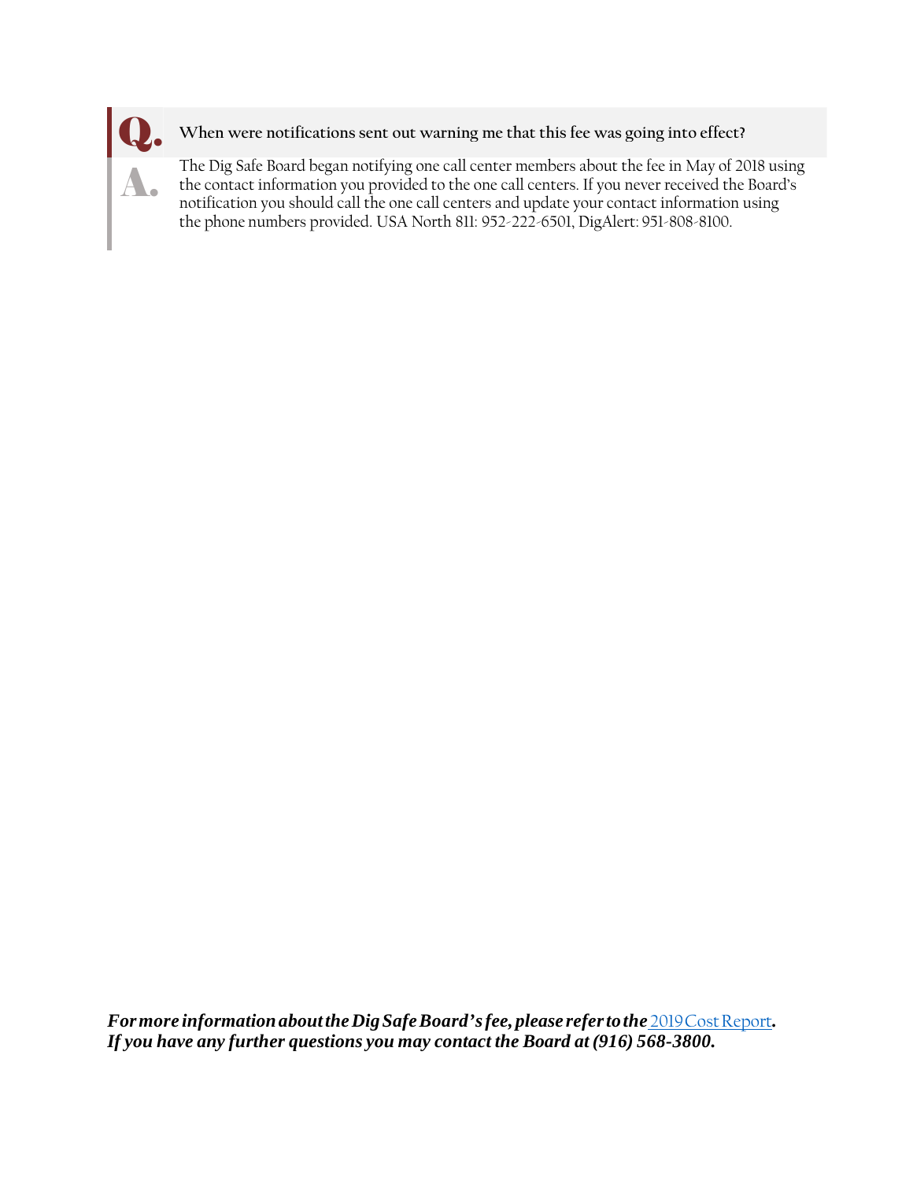**Q. When were notifications sent out warning me that this fee was going into effect?**

**A.** The Dig Safe Board began notifying one call center members about the fee in May of 2018 using the contact information you provided to the one call centers. If you never received the Board's notification you should call the one call centers and update your contact information using the phone numbers provided. USA North 811: 952-222-6501, DigAlert: 951-808-8100.

***For more information about the Dig Safe Board's fee, please refer to the* 2019 Cost Report*.***
***If you have any further questions you may contact the Board at (916) 568-3800.***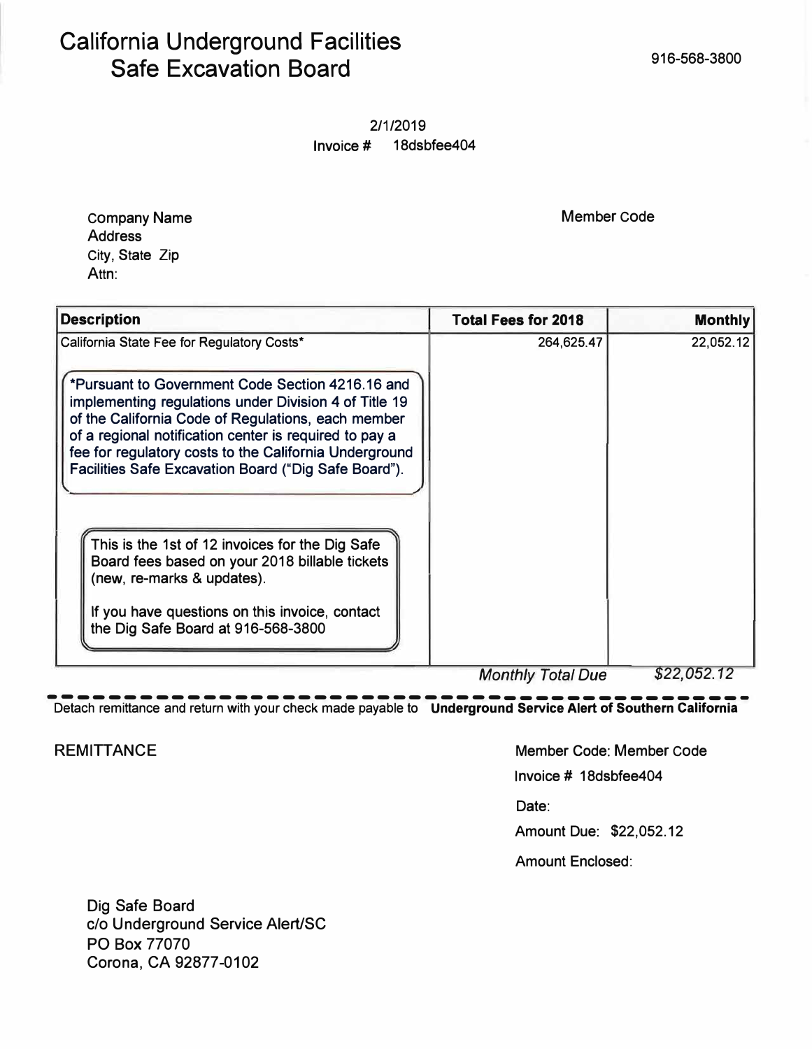# California Underground Facilities Safe Excavation Board

916-568-3800

2/1/2019

Invoice # 18dsbfee404

Company Name
Address
City, State Zip
Attn:

Member Code

| Description | Total Fees for 2018 | Monthly |
|---|---|---|
| California State Fee for Regulatory Costs* | 264,625.47 | 22,052.12 |
| *Pursuant to Government Code Section 4216.16 and implementing regulations under Division 4 of Title 19 of the California Code of Regulations, each member of a regional notification center is required to pay a fee for regulatory costs to the California Underground Facilities Safe Excavation Board ("Dig Safe Board"). | | |
| This is the 1st of 12 invoices for the Dig Safe Board fees based on your 2018 billable tickets (new, re-marks & updates). If you have questions on this invoice, contact the Dig Safe Board at 916-568-3800 | | |
| | *Monthly Total Due* | *$22,052.12* |

Detach remittance and return with your check made payable to **Underground Service Alert of Southern California**

REMITTANCE

Member Code: Member Code

Invoice # 18dsbfee404

Date:

Amount Due: $22,052.12

Amount Enclosed:

Dig Safe Board
c/o Underground Service Alert/SC
PO Box 77070
Corona, CA 92877-0102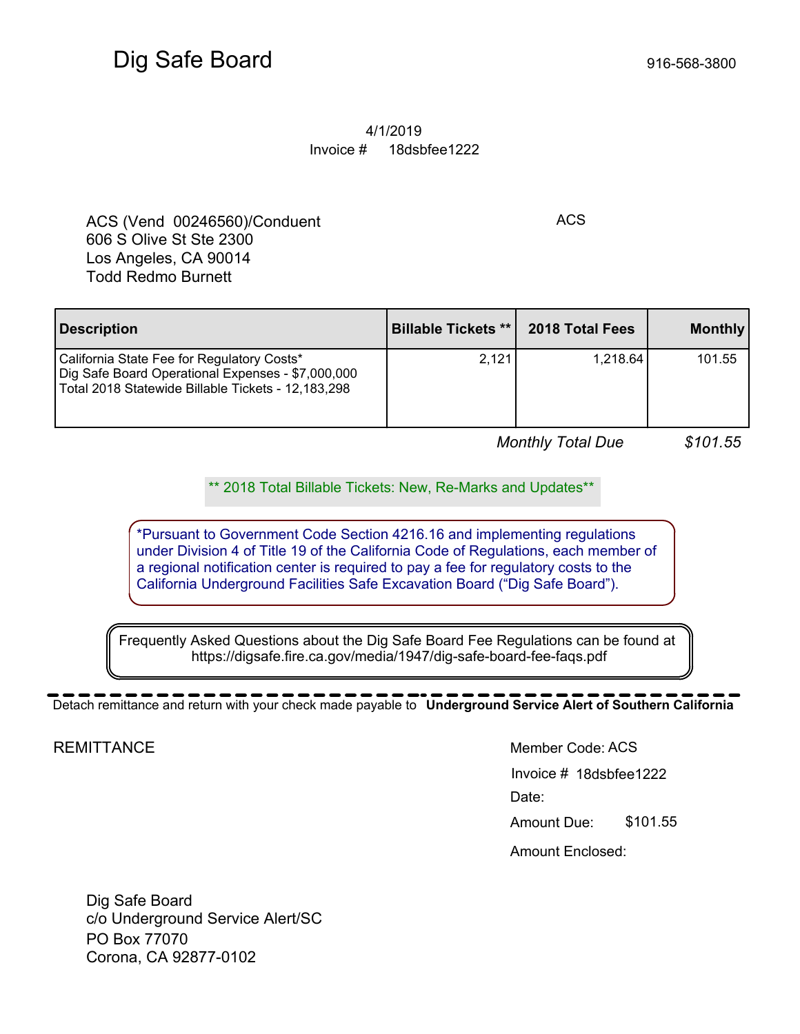# Dig Safe Board

916-568-3800

4/1/2019

Invoice # 18dsbfee1222

ACS (Vend 00246560)/Conduent
606 S Olive St Ste 2300
Los Angeles, CA 90014
Todd Redmo Burnett

ACS

| Description | Billable Tickets ** | 2018 Total Fees | Monthly |
|---|---|---|---|
| California State Fee for Regulatory Costs*<br>Dig Safe Board Operational Expenses - $7,000,000<br>Total 2018 Statewide Billable Tickets - 12,183,298 | 2,121 | 1,218.64 | 101.55 |

*Monthly Total Due* *$101.55*

** 2018 Total Billable Tickets: New, Re-Marks and Updates**

*Pursuant to Government Code Section 4216.16 and implementing regulations under Division 4 of Title 19 of the California Code of Regulations, each member of a regional notification center is required to pay a fee for regulatory costs to the California Underground Facilities Safe Excavation Board ("Dig Safe Board").

Frequently Asked Questions about the Dig Safe Board Fee Regulations can be found at https://digsafe.fire.ca.gov/media/1947/dig-safe-board-fee-faqs.pdf

---

Detach remittance and return with your check made payable to **Underground Service Alert of Southern California**

REMITTANCE

Member Code: ACS

Invoice # 18dsbfee1222

Date:

Amount Due: $101.55

Amount Enclosed:

Dig Safe Board
c/o Underground Service Alert/SC
PO Box 77070
Corona, CA 92877-0102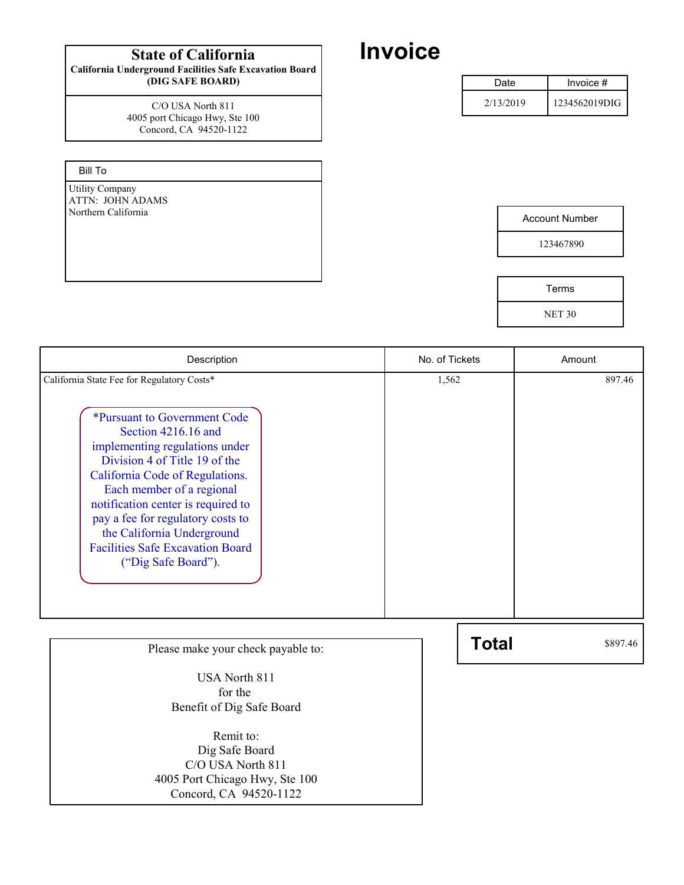**State of California**

**California Underground Facilities Safe Excavation Board (DIG SAFE BOARD)**

C/O USA North 811
4005 port Chicago Hwy, Ste 100
Concord, CA 94520-1122

# Invoice

| Date | Invoice # |
| --- | --- |
| 2/13/2019 | 1234562019DIG |

| Bill To |
| --- |
| Utility Company<br>ATTN: JOHN ADAMS<br>Northern California |

| Account Number |
| --- |
| 123467890 |

| Terms |
| --- |
| NET 30 |

| Description | No. of Tickets | Amount |
| --- | --- | --- |
| California State Fee for Regulatory Costs* | 1,562 | 897.46 |

*Pursuant to Government Code Section 4216.16 and implementing regulations under Division 4 of Title 19 of the California Code of Regulations. Each member of a regional notification center is required to pay a fee for regulatory costs to the California Underground Facilities Safe Excavation Board ("Dig Safe Board").

| **Total** | $897.46 |
| --- | --- |

Please make your check payable to:

USA North 811
for the
Benefit of Dig Safe Board

Remit to:
Dig Safe Board
C/O USA North 811
4005 Port Chicago Hwy, Ste 100
Concord, CA 94520-1122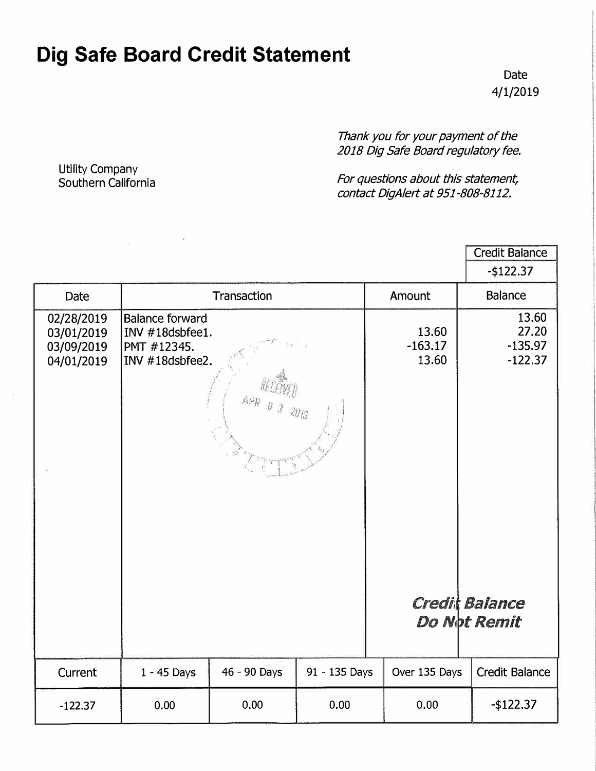# Dig Safe Board Credit Statement

Date
4/1/2019

*Thank you for your payment of the 2018 Dig Safe Board regulatory fee.*

*For questions about this statement, contact DigAlert at 951-808-8112.*

Utility Company
Southern California

| Credit Balance |
|---|
| -$122.37 |

| Date | Transaction | Amount | Balance |
|---|---|---|---|
| 02/28/2019 | Balance forward | | 13.60 |
| 03/01/2019 | INV #18dsbfee1. | 13.60 | 27.20 |
| 03/09/2019 | PMT #12345. | -163.17 | -135.97 |
| 04/01/2019 | INV #18dsbfee2. | 13.60 | -122.37 |

RECEIVED APR 03 2019

***Credit Balance Do Not Remit***

| Current | 1 - 45 Days | 46 - 90 Days | 91 - 135 Days | Over 135 Days | Credit Balance |
|---|---|---|---|---|---|
| -122.37 | 0.00 | 0.00 | 0.00 | 0.00 | -$122.37 |